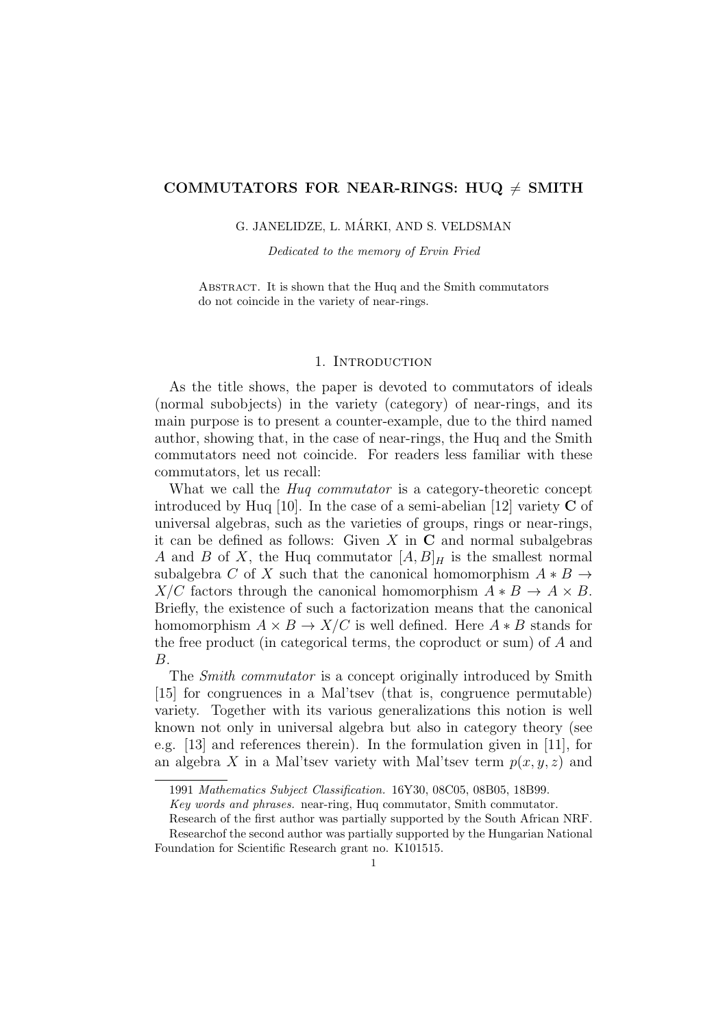# COMMUTATORS FOR NEAR-RINGS: HUQ $\neq$ SMITH

G. JANELIDZE, L. MÁRKI, AND S. VELDSMAN

*Dedicated to the memory of Ervin Fried*

Abstract. It is shown that the Huq and the Smith commutators do not coincide in the variety of near-rings.

## 1. Introduction

As the title shows, the paper is devoted to commutators of ideals (normal subobjects) in the variety (category) of near-rings, and its main purpose is to present a counter-example, due to the third named author, showing that, in the case of near-rings, the Huq and the Smith commutators need not coincide. For readers less familiar with these commutators, let us recall:

What we call the *Huq commutator* is a category-theoretic concept introduced by Huq [10]. In the case of a semi-abelian [12] variety $\mathbf{C}$ of universal algebras, such as the varieties of groups, rings or near-rings, it can be defined as follows: Given $X$ in $\mathbf{C}$ and normal subalgebras $A$ and $B$ of $X$, the Huq commutator $[A, B]_H$ is the smallest normal subalgebra $C$ of $X$ such that the canonical homomorphism $A * B \to X/C$ factors through the canonical homomorphism $A * B \to A \times B$. Briefly, the existence of such a factorization means that the canonical homomorphism $A \times B \to X/C$ is well defined. Here $A * B$ stands for the free product (in categorical terms, the coproduct or sum) of $A$ and $B$.

The *Smith commutator* is a concept originally introduced by Smith [15] for congruences in a Mal'tsev (that is, congruence permutable) variety. Together with its various generalizations this notion is well known not only in universal algebra but also in category theory (see e.g. [13] and references therein). In the formulation given in [11], for an algebra $X$ in a Mal'tsev variety with Mal'tsev term $p(x, y, z)$ and

---

1991 *Mathematics Subject Classification.* 16Y30, 08C05, 08B05, 18B99.

*Key words and phrases.* near-ring, Huq commutator, Smith commutator.

Research of the first author was partially supported by the South African NRF.

Researchof the second author was partially supported by the Hungarian National Foundation for Scientific Research grant no. K101515.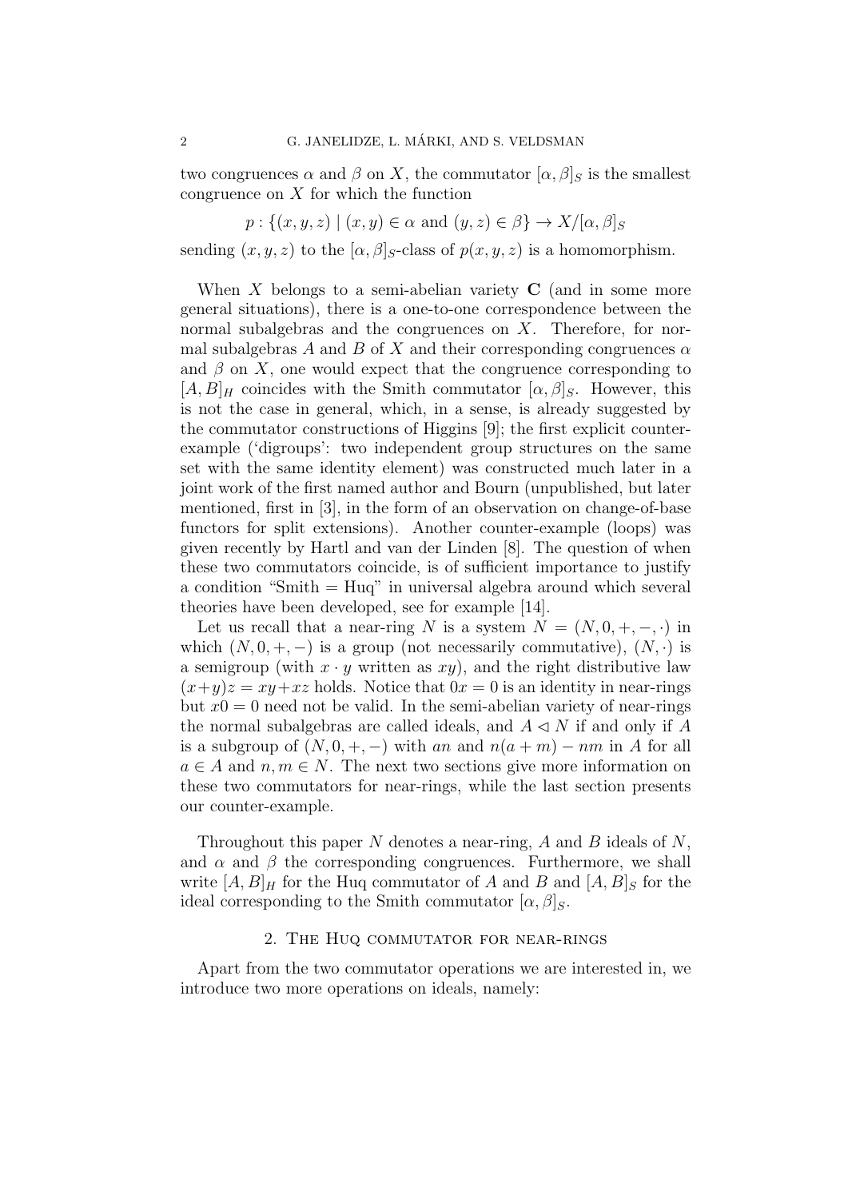two congruences $\alpha$ and $\beta$ on $X$, the commutator $[\alpha, \beta]_S$ is the smallest congruence on $X$ for which the function

$$p : \{(x, y, z) \mid (x, y) \in \alpha \text{ and } (y, z) \in \beta\} \to X/[\alpha, \beta]_S$$

sending $(x, y, z)$ to the $[\alpha, \beta]_S$-class of $p(x, y, z)$ is a homomorphism.

When $X$ belongs to a semi-abelian variety $\mathbf{C}$ (and in some more general situations), there is a one-to-one correspondence between the normal subalgebras and the congruences on $X$. Therefore, for normal subalgebras $A$ and $B$ of $X$ and their corresponding congruences $\alpha$ and $\beta$ on $X$, one would expect that the congruence corresponding to $[A, B]_H$ coincides with the Smith commutator $[\alpha, \beta]_S$. However, this is not the case in general, which, in a sense, is already suggested by the commutator constructions of Higgins [9]; the first explicit counter-example ('digroups': two independent group structures on the same set with the same identity element) was constructed much later in a joint work of the first named author and Bourn (unpublished, but later mentioned, first in [3], in the form of an observation on change-of-base functors for split extensions). Another counter-example (loops) was given recently by Hartl and van der Linden [8]. The question of when these two commutators coincide, is of sufficient importance to justify a condition "Smith = Huq" in universal algebra around which several theories have been developed, see for example [14].

Let us recall that a near-ring $N$ is a system $N = (N, 0, +, -, \cdot)$ in which $(N, 0, +, -)$ is a group (not necessarily commutative), $(N, \cdot)$ is a semigroup (with $x \cdot y$ written as $xy$), and the right distributive law $(x+y)z = xy+xz$ holds. Notice that $0x = 0$ is an identity in near-rings but $x0 = 0$ need not be valid. In the semi-abelian variety of near-rings the normal subalgebras are called ideals, and $A \lhd N$ if and only if $A$ is a subgroup of $(N, 0, +, -)$ with $an$ and $n(a + m) - nm$ in $A$ for all $a \in A$ and $n, m \in N$. The next two sections give more information on these two commutators for near-rings, while the last section presents our counter-example.

Throughout this paper $N$ denotes a near-ring, $A$ and $B$ ideals of $N$, and $\alpha$ and $\beta$ the corresponding congruences. Furthermore, we shall write $[A, B]_H$ for the Huq commutator of $A$ and $B$ and $[A, B]_S$ for the ideal corresponding to the Smith commutator $[\alpha, \beta]_S$.

## 2. The Huq commutator for near-rings

Apart from the two commutator operations we are interested in, we introduce two more operations on ideals, namely: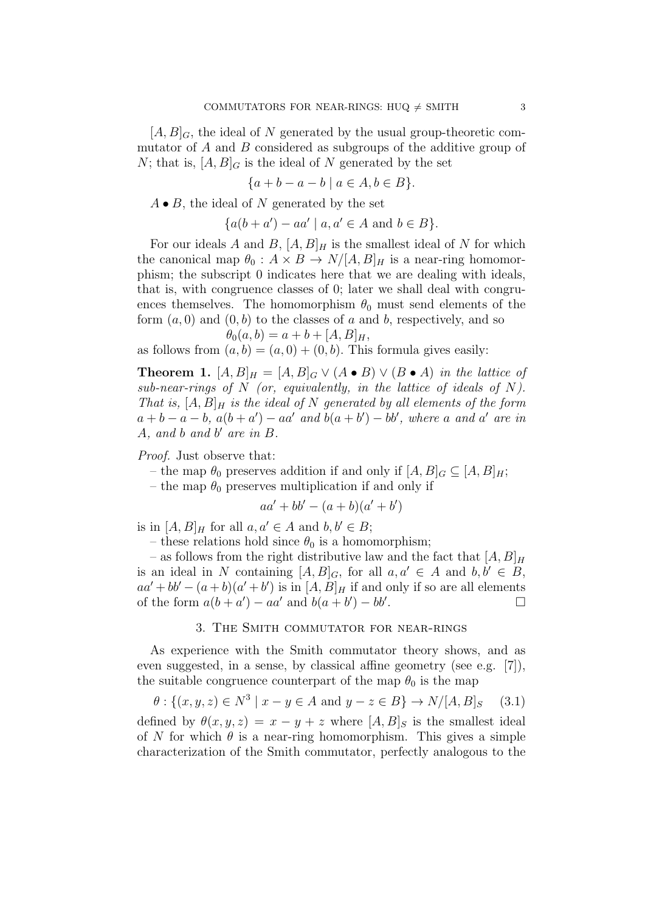$[A, B]_G$, the ideal of $N$ generated by the usual group-theoretic commutator of $A$ and $B$ considered as subgroups of the additive group of $N$; that is, $[A, B]_G$ is the ideal of $N$ generated by the set

$$\{a + b - a - b \mid a \in A, b \in B\}.$$

$A \bullet B$, the ideal of $N$ generated by the set

$$\{a(b + a') - aa' \mid a, a' \in A \text{ and } b \in B\}.$$

For our ideals $A$ and $B$, $[A, B]_H$ is the smallest ideal of $N$ for which the canonical map $\theta_0 : A \times B \to N/[A, B]_H$ is a near-ring homomorphism; the subscript 0 indicates here that we are dealing with ideals, that is, with congruence classes of 0; later we shall deal with congruences themselves. The homomorphism $\theta_0$ must send elements of the form $(a, 0)$ and $(0, b)$ to the classes of $a$ and $b$, respectively, and so

$$\theta_0(a, b) = a + b + [A, B]_H,$$

as follows from $(a, b) = (a, 0) + (0, b)$. This formula gives easily:

**Theorem 1.** *$[A, B]_H = [A, B]_G \vee (A \bullet B) \vee (B \bullet A)$ in the lattice of sub-near-rings of $N$ (or, equivalently, in the lattice of ideals of $N$). That is, $[A, B]_H$ is the ideal of $N$ generated by all elements of the form $a + b - a - b$, $a(b + a') - aa'$ and $b(a + b') - bb'$, where $a$ and $a'$ are in $A$, and $b$ and $b'$ are in $B$.*

*Proof.* Just observe that:

– the map $\theta_0$ preserves addition if and only if $[A, B]_G \subseteq [A, B]_H$;

– the map $\theta_0$ preserves multiplication if and only if

$$aa' + bb' - (a + b)(a' + b')$$

is in $[A, B]_H$ for all $a, a' \in A$ and $b, b' \in B$;

– these relations hold since $\theta_0$ is a homomorphism;

– as follows from the right distributive law and the fact that $[A, B]_H$ is an ideal in $N$ containing $[A, B]_G$, for all $a, a' \in A$ and $b, b' \in B$, $aa' + bb' - (a + b)(a' + b')$ is in $[A, B]_H$ if and only if so are all elements of the form $a(b + a') - aa'$ and $b(a + b') - bb'$. □

## 3. The Smith commutator for near-rings

As experience with the Smith commutator theory shows, and as even suggested, in a sense, by classical affine geometry (see e.g. [7]), the suitable congruence counterpart of the map $\theta_0$ is the map

$$\theta : \{(x, y, z) \in N^3 \mid x - y \in A \text{ and } y - z \in B\} \to N/[A, B]_S \quad (3.1)$$

defined by $\theta(x, y, z) = x - y + z$ where $[A, B]_S$ is the smallest ideal of $N$ for which $\theta$ is a near-ring homomorphism. This gives a simple characterization of the Smith commutator, perfectly analogous to the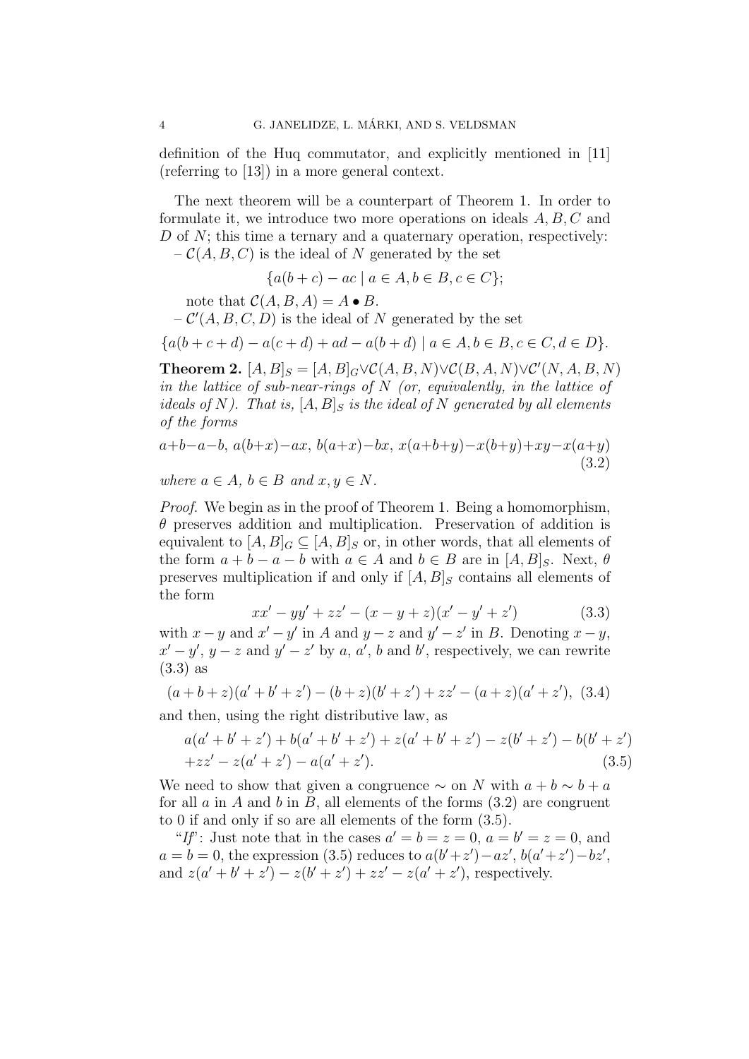definition of the Huq commutator, and explicitly mentioned in [11] (referring to [13]) in a more general context.

The next theorem will be a counterpart of Theorem 1. In order to formulate it, we introduce two more operations on ideals $A, B, C$ and $D$ of $N$; this time a ternary and a quaternary operation, respectively:

– $\mathcal{C}(A, B, C)$ is the ideal of $N$ generated by the set

$$\{a(b + c) - ac \mid a \in A, b \in B, c \in C\};$$

note that $\mathcal{C}(A, B, A) = A \bullet B$.

– $\mathcal{C}'(A, B, C, D)$ is the ideal of $N$ generated by the set

$$\{a(b + c + d) - a(c + d) + ad - a(b + d) \mid a \in A, b \in B, c \in C, d \in D\}.$$

**Theorem 2.** *$[A, B]_S = [A, B]_G \vee \mathcal{C}(A, B, N) \vee \mathcal{C}(B, A, N) \vee \mathcal{C}'(N, A, B, N)$ in the lattice of sub-near-rings of $N$ (or, equivalently, in the lattice of ideals of $N$). That is, $[A, B]_S$ is the ideal of $N$ generated by all elements of the forms*

$$a+b-a-b,\ a(b+x)-ax,\ b(a+x)-bx,\ x(a+b+y)-x(b+y)+xy-x(a+y) \tag{3.2}$$

*where $a \in A$, $b \in B$ and $x, y \in N$.*

*Proof.* We begin as in the proof of Theorem 1. Being a homomorphism, $\theta$ preserves addition and multiplication. Preservation of addition is equivalent to $[A, B]_G \subseteq [A, B]_S$ or, in other words, that all elements of the form $a + b - a - b$ with $a \in A$ and $b \in B$ are in $[A, B]_S$. Next, $\theta$ preserves multiplication if and only if $[A, B]_S$ contains all elements of the form

$$xx' - yy' + zz' - (x - y + z)(x' - y' + z') \tag{3.3}$$

with $x - y$ and $x' - y'$ in $A$ and $y - z$ and $y' - z'$ in $B$. Denoting $x - y$, $x' - y'$, $y - z$ and $y' - z'$ by $a$, $a'$, $b$ and $b'$, respectively, we can rewrite (3.3) as

$$(a + b + z)(a' + b' + z') - (b + z)(b' + z') + zz' - (a + z)(a' + z'), \tag{3.4}$$

and then, using the right distributive law, as

$$\begin{aligned} &a(a' + b' + z') + b(a' + b' + z') + z(a' + b' + z') - z(b' + z') - b(b' + z') \\ &+ zz' - z(a' + z') - a(a' + z'). \end{aligned} \tag{3.5}$$

We need to show that given a congruence $\sim$ on $N$ with $a + b \sim b + a$ for all $a$ in $A$ and $b$ in $B$, all elements of the forms (3.2) are congruent to 0 if and only if so are all elements of the form (3.5).

"*If*": Just note that in the cases $a' = b = z = 0$, $a = b' = z = 0$, and $a = b = 0$, the expression (3.5) reduces to $a(b' + z') - az'$, $b(a' + z') - bz'$, and $z(a' + b' + z') - z(b' + z') + zz' - z(a' + z')$, respectively.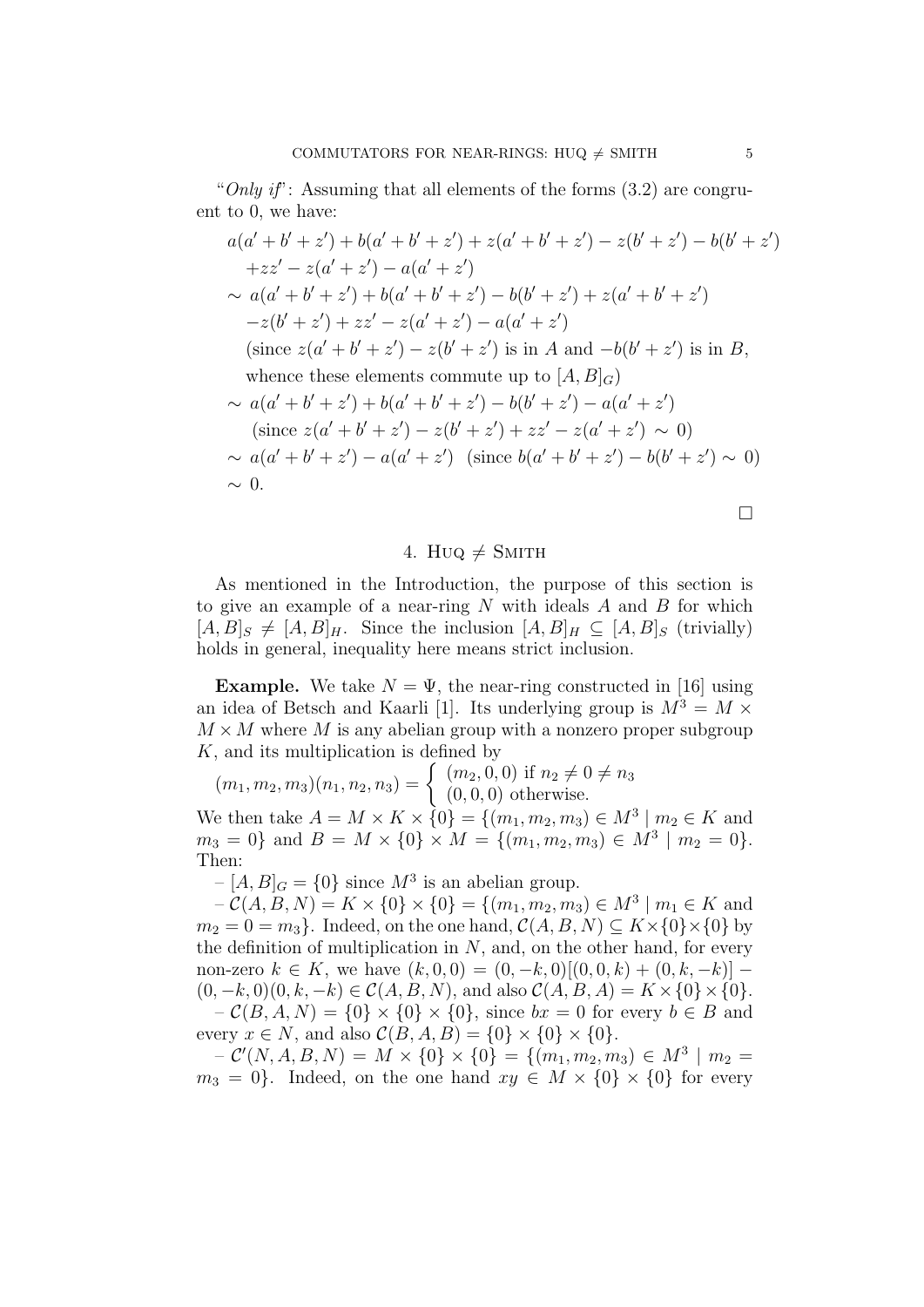"*Only if*": Assuming that all elements of the forms (3.2) are congruent to 0, we have:

$$
\begin{aligned}
& a(a'+b'+z') + b(a'+b'+z') + z(a'+b'+z') - z(b'+z') - b(b'+z') \\
& \quad + zz' - z(a'+z') - a(a'+z') \\
& \sim\ a(a'+b'+z') + b(a'+b'+z') - b(b'+z') + z(a'+b'+z') \\
& \quad - z(b'+z') + zz' - z(a'+z') - a(a'+z') \\
& \quad \text{(since } z(a'+b'+z') - z(b'+z') \text{ is in } A \text{ and } -b(b'+z') \text{ is in } B, \\
& \quad \text{whence these elements commute up to } [A,B]_G) \\
& \sim\ a(a'+b'+z') + b(a'+b'+z') - b(b'+z') - a(a'+z') \\
& \quad \text{(since } z(a'+b'+z') - z(b'+z') + zz' - z(a'+z') \sim 0) \\
& \sim\ a(a'+b'+z') - a(a'+z') \quad \text{(since } b(a'+b'+z') - b(b'+z') \sim 0) \\
& \sim\ 0.
\end{aligned}
$$

□

## 4. Huq ≠ Smith

As mentioned in the Introduction, the purpose of this section is to give an example of a near-ring $N$ with ideals $A$ and $B$ for which $[A,B]_S \neq [A,B]_H$. Since the inclusion $[A,B]_H \subseteq [A,B]_S$ (trivially) holds in general, inequality here means strict inclusion.

**Example.** We take $N = \Psi$, the near-ring constructed in [16] using an idea of Betsch and Kaarli [1]. Its underlying group is $M^3 = M \times M \times M$ where $M$ is any abelian group with a nonzero proper subgroup $K$, and its multiplication is defined by

$$
(m_1, m_2, m_3)(n_1, n_2, n_3) = \begin{cases} (m_2, 0, 0) \text{ if } n_2 \neq 0 \neq n_3 \\ (0,0,0) \text{ otherwise.} \end{cases}
$$

We then take $A = M \times K \times \{0\} = \{(m_1, m_2, m_3) \in M^3 \mid m_2 \in K \text{ and } m_3 = 0\}$ and $B = M \times \{0\} \times M = \{(m_1, m_2, m_3) \in M^3 \mid m_2 = 0\}$. Then:

– $[A,B]_G = \{0\}$ since $M^3$ is an abelian group.

– $\mathcal{C}(A,B,N) = K \times \{0\} \times \{0\} = \{(m_1, m_2, m_3) \in M^3 \mid m_1 \in K \text{ and } m_2 = 0 = m_3\}$. Indeed, on the one hand, $\mathcal{C}(A,B,N) \subseteq K \times \{0\} \times \{0\}$ by the definition of multiplication in $N$, and, on the other hand, for every non-zero $k \in K$, we have $(k,0,0) = (0,-k,0)[(0,0,k) + (0,k,-k)] - (0,-k,0)(0,k,-k) \in \mathcal{C}(A,B,N)$, and also $\mathcal{C}(A,B,A) = K \times \{0\} \times \{0\}$.

– $\mathcal{C}(B,A,N) = \{0\} \times \{0\} \times \{0\}$, since $bx = 0$ for every $b \in B$ and every $x \in N$, and also $\mathcal{C}(B,A,B) = \{0\} \times \{0\} \times \{0\}$.

– $\mathcal{C}'(N,A,B,N) = M \times \{0\} \times \{0\} = \{(m_1, m_2, m_3) \in M^3 \mid m_2 = m_3 = 0\}$. Indeed, on the one hand $xy \in M \times \{0\} \times \{0\}$ for every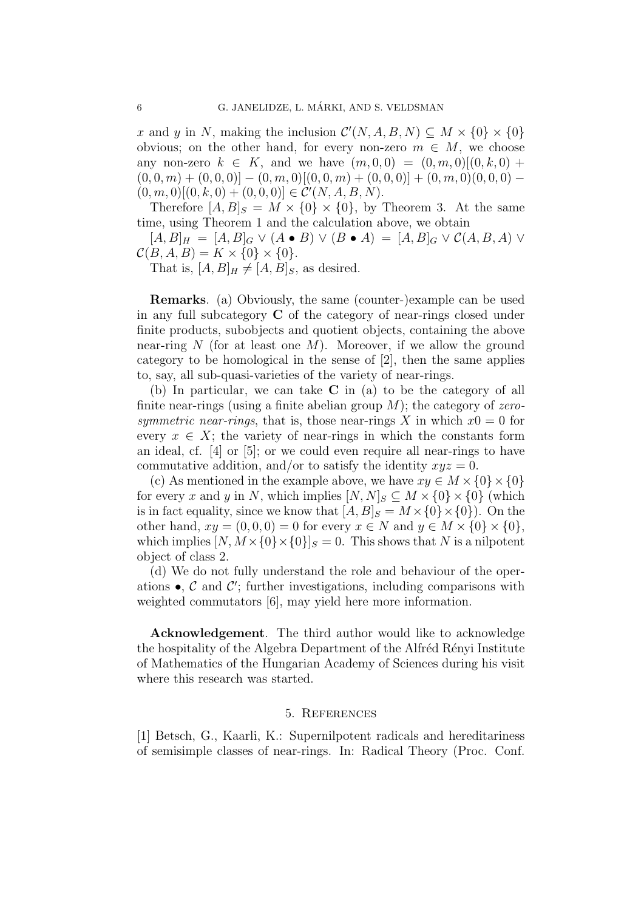$x$ and $y$ in $N$, making the inclusion $\mathcal{C}'(N, A, B, N) \subseteq M \times \{0\} \times \{0\}$ obvious; on the other hand, for every non-zero $m \in M$, we choose any non-zero $k \in K$, and we have $(m, 0, 0) = (0, m, 0)[(0, k, 0) + (0, 0, m) + (0, 0, 0)] - (0, m, 0)[(0, 0, m) + (0, 0, 0)] + (0, m, 0)(0, 0, 0) - (0, m, 0)[(0, k, 0) + (0, 0, 0)] \in \mathcal{C}'(N, A, B, N)$.

Therefore $[A, B]_S = M \times \{0\} \times \{0\}$, by Theorem 3. At the same time, using Theorem 1 and the calculation above, we obtain

$[A, B]_H = [A, B]_G \vee (A \bullet B) \vee (B \bullet A) = [A, B]_G \vee \mathcal{C}(A, B, A) \vee \mathcal{C}(B, A, B) = K \times \{0\} \times \{0\}$.

That is, $[A, B]_H \neq [A, B]_S$, as desired.

**Remarks**. (a) Obviously, the same (counter-)example can be used in any full subcategory $\mathbf{C}$ of the category of near-rings closed under finite products, subobjects and quotient objects, containing the above near-ring $N$ (for at least one $M$). Moreover, if we allow the ground category to be homological in the sense of [2], then the same applies to, say, all sub-quasi-varieties of the variety of near-rings.

(b) In particular, we can take $\mathbf{C}$ in (a) to be the category of all finite near-rings (using a finite abelian group $M$); the category of *zero-symmetric near-rings*, that is, those near-rings $X$ in which $x0 = 0$ for every $x \in X$; the variety of near-rings in which the constants form an ideal, cf. [4] or [5]; or we could even require all near-rings to have commutative addition, and/or to satisfy the identity $xyz = 0$.

(c) As mentioned in the example above, we have $xy \in M \times \{0\} \times \{0\}$ for every $x$ and $y$ in $N$, which implies $[N, N]_S \subseteq M \times \{0\} \times \{0\}$ (which is in fact equality, since we know that $[A, B]_S = M \times \{0\} \times \{0\}$). On the other hand, $xy = (0, 0, 0) = 0$ for every $x \in N$ and $y \in M \times \{0\} \times \{0\}$, which implies $[N, M \times \{0\} \times \{0\}]_S = 0$. This shows that $N$ is a nilpotent object of class 2.

(d) We do not fully understand the role and behaviour of the operations $\bullet$, $\mathcal{C}$ and $\mathcal{C}'$; further investigations, including comparisons with weighted commutators [6], may yield here more information.

**Acknowledgement**. The third author would like to acknowledge the hospitality of the Algebra Department of the Alfréd Rényi Institute of Mathematics of the Hungarian Academy of Sciences during his visit where this research was started.

## 5. References

[1] Betsch, G., Kaarli, K.: Supernilpotent radicals and hereditariness of semisimple classes of near-rings. In: Radical Theory (Proc. Conf.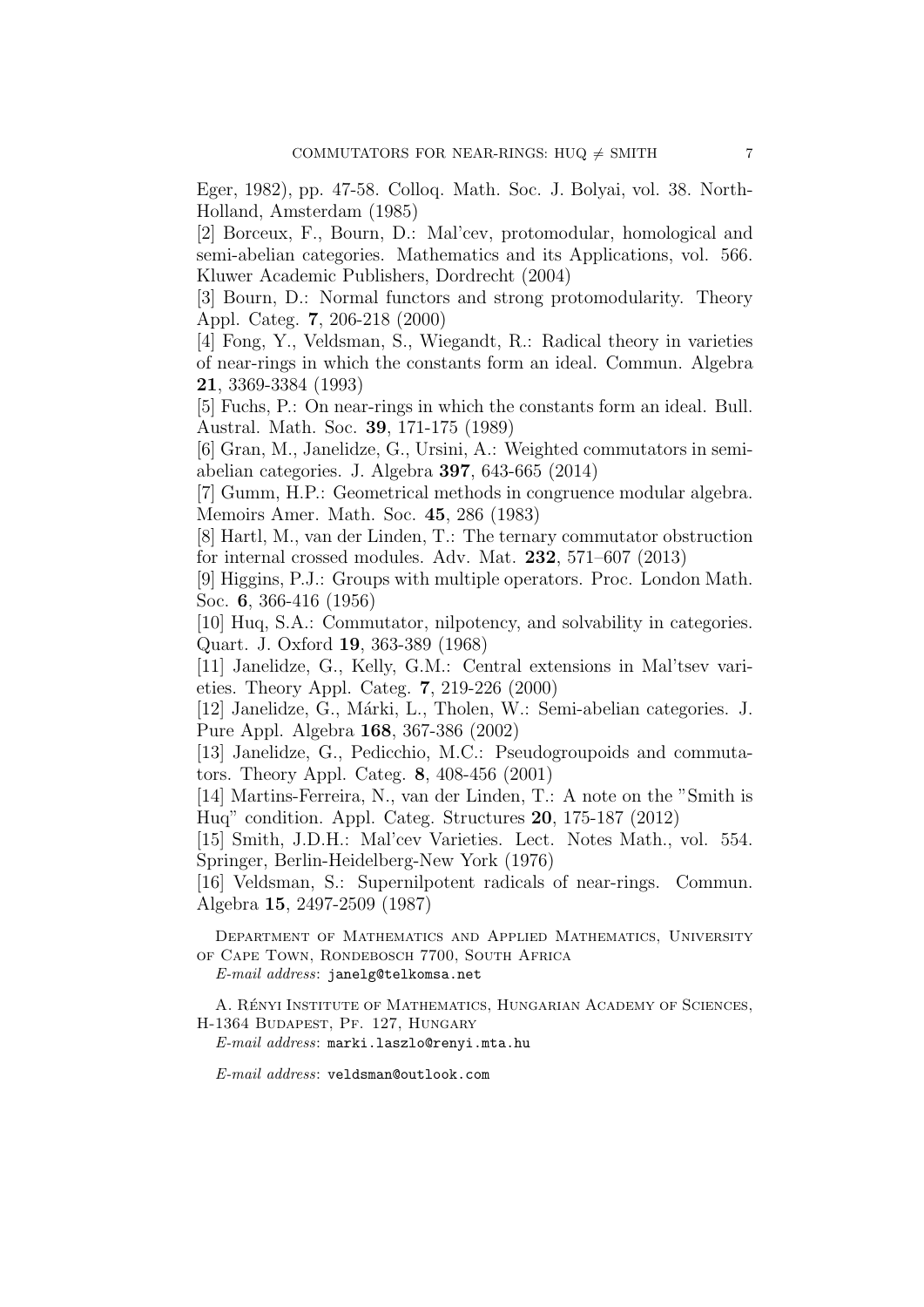Eger, 1982), pp. 47-58. Colloq. Math. Soc. J. Bolyai, vol. 38. North-Holland, Amsterdam (1985)

[2] Borceux, F., Bourn, D.: Mal'cev, protomodular, homological and semi-abelian categories. Mathematics and its Applications, vol. 566. Kluwer Academic Publishers, Dordrecht (2004)

[3] Bourn, D.: Normal functors and strong protomodularity. Theory Appl. Categ. **7**, 206-218 (2000)

[4] Fong, Y., Veldsman, S., Wiegandt, R.: Radical theory in varieties of near-rings in which the constants form an ideal. Commun. Algebra **21**, 3369-3384 (1993)

[5] Fuchs, P.: On near-rings in which the constants form an ideal. Bull. Austral. Math. Soc. **39**, 171-175 (1989)

[6] Gran, M., Janelidze, G., Ursini, A.: Weighted commutators in semi-abelian categories. J. Algebra **397**, 643-665 (2014)

[7] Gumm, H.P.: Geometrical methods in congruence modular algebra. Memoirs Amer. Math. Soc. **45**, 286 (1983)

[8] Hartl, M., van der Linden, T.: The ternary commutator obstruction for internal crossed modules. Adv. Mat. **232**, 571–607 (2013)

[9] Higgins, P.J.: Groups with multiple operators. Proc. London Math. Soc. **6**, 366-416 (1956)

[10] Huq, S.A.: Commutator, nilpotency, and solvability in categories. Quart. J. Oxford **19**, 363-389 (1968)

[11] Janelidze, G., Kelly, G.M.: Central extensions in Mal'tsev varieties. Theory Appl. Categ. **7**, 219-226 (2000)

[12] Janelidze, G., Márki, L., Tholen, W.: Semi-abelian categories. J. Pure Appl. Algebra **168**, 367-386 (2002)

[13] Janelidze, G., Pedicchio, M.C.: Pseudogroupoids and commutators. Theory Appl. Categ. **8**, 408-456 (2001)

[14] Martins-Ferreira, N., van der Linden, T.: A note on the "Smith is Huq" condition. Appl. Categ. Structures **20**, 175-187 (2012)

[15] Smith, J.D.H.: Mal'cev Varieties. Lect. Notes Math., vol. 554. Springer, Berlin-Heidelberg-New York (1976)

[16] Veldsman, S.: Supernilpotent radicals of near-rings. Commun. Algebra **15**, 2497-2509 (1987)

Department of Mathematics and Applied Mathematics, University of Cape Town, Rondebosch 7700, South Africa

*E-mail address*: janelg@telkomsa.net

A. Rényi Institute of Mathematics, Hungarian Academy of Sciences, H-1364 Budapest, Pf. 127, Hungary

*E-mail address*: marki.laszlo@renyi.mta.hu

*E-mail address*: veldsman@outlook.com